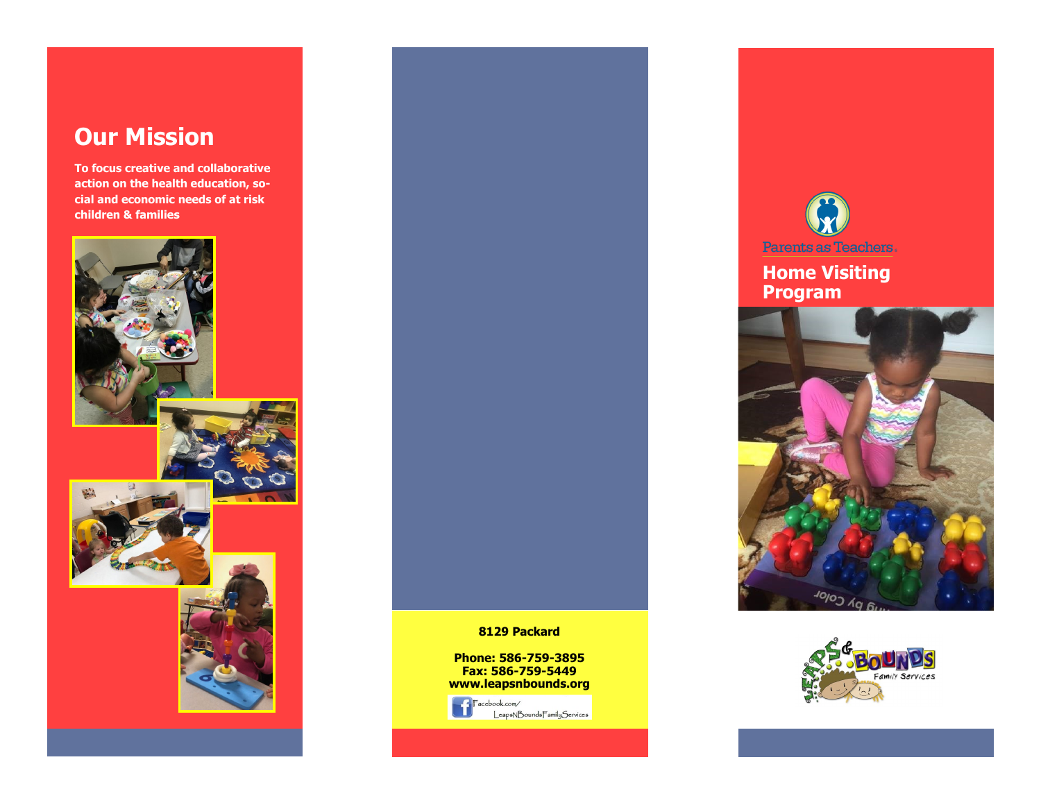## Our Mission

**To focus creative and collaborative action on the health education, social and economic needs of at risk children & families**

**8129 Packard**

**Phone: 586-759-3895**
**Fax: 586-759-5449**
**www.leapsnbounds.org**

Facebook.com/LeapsNBoundsFamilyServices

Parents as Teachers.

## Home Visiting Program

Leaps & Bounds Family Services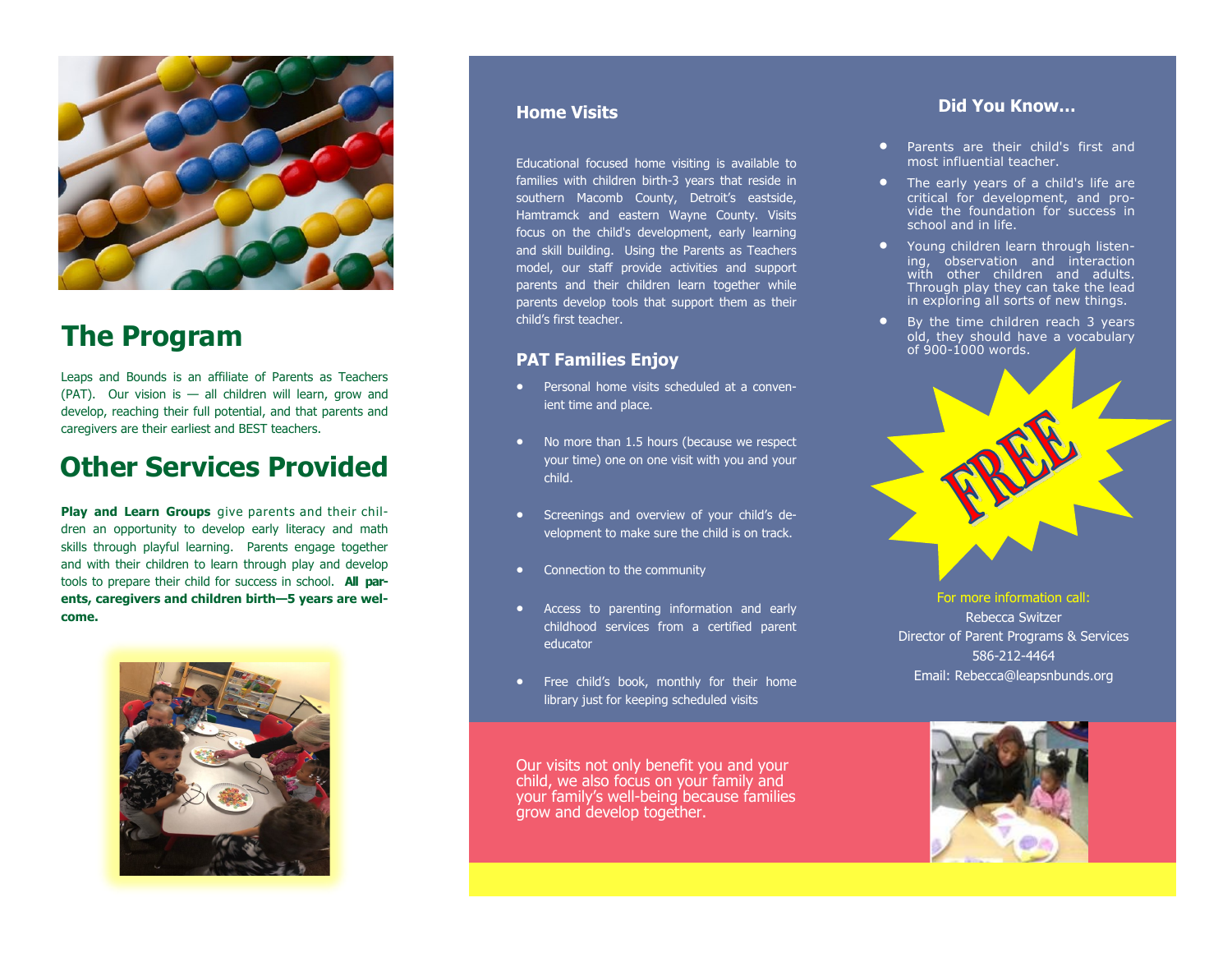## The Program

Leaps and Bounds is an affiliate of Parents as Teachers (PAT). Our vision is — all children will learn, grow and develop, reaching their full potential, and that parents and caregivers are their earliest and BEST teachers.

## Other Services Provided

**Play and Learn Groups** give parents and their children an opportunity to develop early literacy and math skills through playful learning. Parents engage together and with their children to learn through play and develop tools to prepare their child for success in school. **All parents, caregivers and children birth—5 years are welcome.**

### Home Visits

Educational focused home visiting is available to families with children birth-3 years that reside in southern Macomb County, Detroit's eastside, Hamtramck and eastern Wayne County. Visits focus on the child's development, early learning and skill building. Using the Parents as Teachers model, our staff provide activities and support parents and their children learn together while parents develop tools that support them as their child's first teacher.

### PAT Families Enjoy

- Personal home visits scheduled at a convenient time and place.
- No more than 1.5 hours (because we respect your time) one on one visit with you and your child.
- Screenings and overview of your child's development to make sure the child is on track.
- Connection to the community
- Access to parenting information and early childhood services from a certified parent educator
- Free child's book, monthly for their home library just for keeping scheduled visits

Our visits not only benefit you and your child, we also focus on your family and your family's well-being because families grow and develop together.

### Did You Know…

- Parents are their child's first and most influential teacher.
- The early years of a child's life are critical for development, and provide the foundation for success in school and in life.
- Young children learn through listening, observation and interaction with other children and adults. Through play they can take the lead in exploring all sorts of new things.
- By the time children reach 3 years old, they should have a vocabulary of 900-1000 words.

FREE

For more information call:
Rebecca Switzer
Director of Parent Programs & Services
586-212-4464
Email: Rebecca@leapsnbunds.org